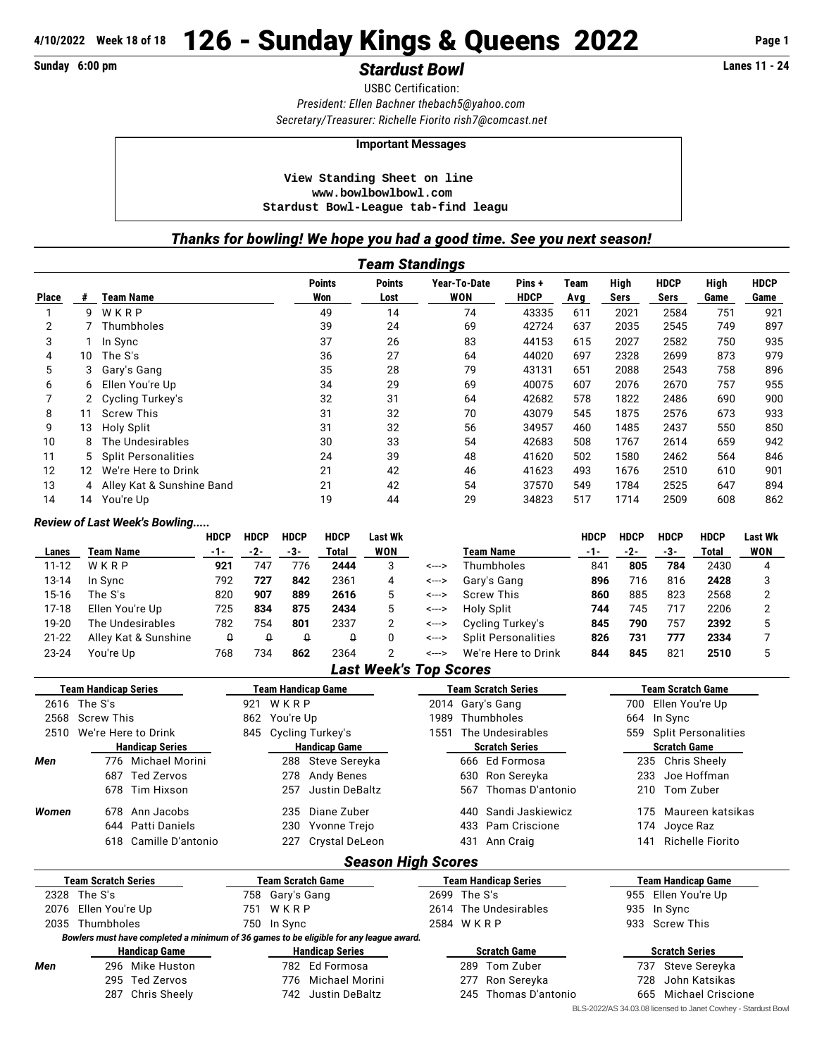4/10/2022 Week 18 of 18

# 126 - Sunday Kings & Queens 2022

Sunday 6:00 pm

## *Stardust Bowl*

Lanes 11 - 24

USBC Certification:

*President: Ellen Bachner thebach5@yahoo.com*

*Secretary/Treasurer: Richelle Fiorito rish7@comcast.net*

**Important Messages**

```
View Standing Sheet on line
www.bowlbowlbowl.com
Stardust Bowl-League tab-find leagu
```

### *Thanks for bowling! We hope you had a good time. See you next season!*

### *Team Standings*

| Place | # | Team Name | Points Won | Points Lost | Year-To-Date WON | Pins + HDCP | Team Avg | High Sers | HDCP Sers | High Game | HDCP Game |
|---|---|---|---|---|---|---|---|---|---|---|---|
| 1 | 9 | W K R P | 49 | 14 | 74 | 43335 | 611 | 2021 | 2584 | 751 | 921 |
| 2 | 7 | Thumbholes | 39 | 24 | 69 | 42724 | 637 | 2035 | 2545 | 749 | 897 |
| 3 | 1 | In Sync | 37 | 26 | 83 | 44153 | 615 | 2027 | 2582 | 750 | 935 |
| 4 | 10 | The S's | 36 | 27 | 64 | 44020 | 697 | 2328 | 2699 | 873 | 979 |
| 5 | 3 | Gary's Gang | 35 | 28 | 79 | 43131 | 651 | 2088 | 2543 | 758 | 896 |
| 6 | 6 | Ellen You're Up | 34 | 29 | 69 | 40075 | 607 | 2076 | 2670 | 757 | 955 |
| 7 | 2 | Cycling Turkey's | 32 | 31 | 64 | 42682 | 578 | 1822 | 2486 | 690 | 900 |
| 8 | 11 | Screw This | 31 | 32 | 70 | 43079 | 545 | 1875 | 2576 | 673 | 933 |
| 9 | 13 | Holy Split | 31 | 32 | 56 | 34957 | 460 | 1485 | 2437 | 550 | 850 |
| 10 | 8 | The Undesirables | 30 | 33 | 54 | 42683 | 508 | 1767 | 2614 | 659 | 942 |
| 11 | 5 | Split Personalities | 24 | 39 | 48 | 41620 | 502 | 1580 | 2462 | 564 | 846 |
| 12 | 12 | We're Here to Drink | 21 | 42 | 46 | 41623 | 493 | 1676 | 2510 | 610 | 901 |
| 13 | 4 | Alley Kat & Sunshine Band | 21 | 42 | 54 | 37570 | 549 | 1784 | 2525 | 647 | 894 |
| 14 | 14 | You're Up | 19 | 44 | 29 | 34823 | 517 | 1714 | 2509 | 608 | 862 |

### *Review of Last Week's Bowling.....*

| Lanes | Team Name | HDCP -1- | HDCP -2- | HDCP -3- | HDCP Total | Last Wk WON | | Team Name | HDCP -1- | HDCP -2- | HDCP -3- | HDCP Total | Last Wk WON |
|---|---|---|---|---|---|---|---|---|---|---|---|---|---|
| 11-12 | W K R P | **921** | 747 | 776 | **2444** | 3 | <---> | Thumbholes | 841 | **805** | **784** | 2430 | 4 |
| 13-14 | In Sync | 792 | **727** | **842** | 2361 | 4 | <---> | Gary's Gang | **896** | 716 | 816 | **2428** | 3 |
| 15-16 | The S's | 820 | **907** | **889** | **2616** | 5 | <---> | Screw This | **860** | 885 | 823 | 2568 | 2 |
| 17-18 | Ellen You're Up | 725 | **834** | **875** | **2434** | 5 | <---> | Holy Split | **744** | 745 | 717 | 2206 | 2 |
| 19-20 | The Undesirables | 782 | 754 | **801** | 2337 | 2 | <---> | Cycling Turkey's | **845** | **790** | 757 | **2392** | 5 |
| 21-22 | Alley Kat & Sunshine | 0 | 0 | 0 | 0 | 0 | <---> | Split Personalities | **826** | **731** | **777** | **2334** | 7 |
| 23-24 | You're Up | 768 | 734 | **862** | 2364 | 2 | <---> | We're Here to Drink | **844** | **845** | 821 | **2510** | 5 |

### *Last Week's Top Scores*

| Team Handicap Series | Team Handicap Game | Team Scratch Series | Team Scratch Game |
|---|---|---|---|
| 2616 The S's | 921 W K R P | 2014 Gary's Gang | 700 Ellen You're Up |
| 2568 Screw This | 862 You're Up | 1989 Thumbholes | 664 In Sync |
| 2510 We're Here to Drink | 845 Cycling Turkey's | 1551 The Undesirables | 559 Split Personalities |

| | Handicap Series | Handicap Game | Scratch Series | Scratch Game |
|---|---|---|---|---|
| *Men* | 776 Michael Morini | 288 Steve Sereyka | 666 Ed Formosa | 235 Chris Sheely |
| | 687 Ted Zervos | 278 Andy Benes | 630 Ron Sereyka | 233 Joe Hoffman |
| | 678 Tim Hixson | 257 Justin DeBaltz | 567 Thomas D'antonio | 210 Tom Zuber |
| *Women* | 678 Ann Jacobs | 235 Diane Zuber | 440 Sandi Jaskiewicz | 175 Maureen katsikas |
| | 644 Patti Daniels | 230 Yvonne Trejo | 433 Pam Criscione | 174 Joyce Raz |
| | 618 Camille D'antonio | 227 Crystal DeLeon | 431 Ann Craig | 141 Richelle Fiorito |

### *Season High Scores*

| Team Scratch Series | Team Scratch Game | Team Handicap Series | Team Handicap Game |
|---|---|---|---|
| 2328 The S's | 758 Gary's Gang | 2699 The S's | 955 Ellen You're Up |
| 2076 Ellen You're Up | 751 W K R P | 2614 The Undesirables | 935 In Sync |
| 2035 Thumbholes | 750 In Sync | 2584 W K R P | 933 Screw This |

*Bowlers must have completed a minimum of 36 games to be eligible for any league award.*

| | Handicap Game | Handicap Series | Scratch Game | Scratch Series |
|---|---|---|---|---|
| *Men* | 296 Mike Huston | 782 Ed Formosa | 289 Tom Zuber | 737 Steve Sereyka |
| | 295 Ted Zervos | 776 Michael Morini | 277 Ron Sereyka | 728 John Katsikas |
| | 287 Chris Sheely | 742 Justin DeBaltz | 245 Thomas D'antonio | 665 Michael Criscione |

BLS-2022/AS 34.03.08 licensed to Janet Cowhey - Stardust Bowl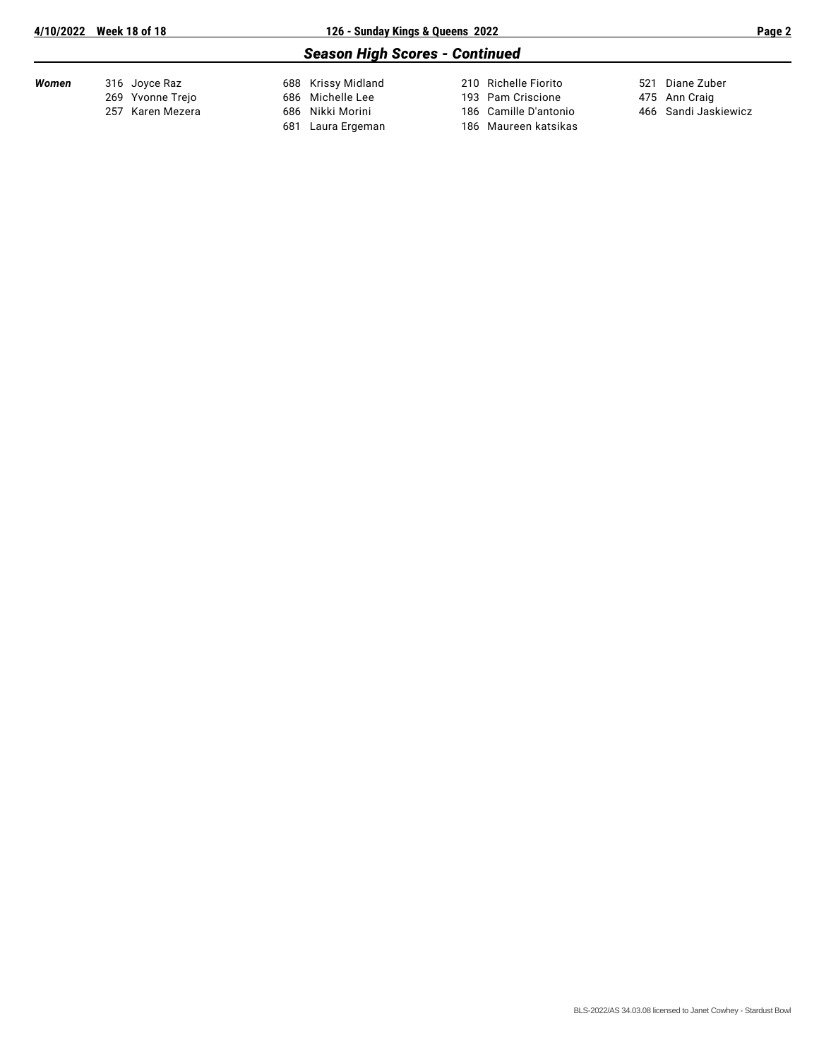## Season High Scores - Continued

| | | | | |
|---|---|---|---|---|
| ***Women*** | 316 Joyce Raz | 688 Krissy Midland | 210 Richelle Fiorito | 521 Diane Zuber |
| | 269 Yvonne Trejo | 686 Michelle Lee | 193 Pam Criscione | 475 Ann Craig |
| | 257 Karen Mezera | 686 Nikki Morini | 186 Camille D'antonio | 466 Sandi Jaskiewicz |
| | | 681 Laura Ergeman | 186 Maureen katsikas | |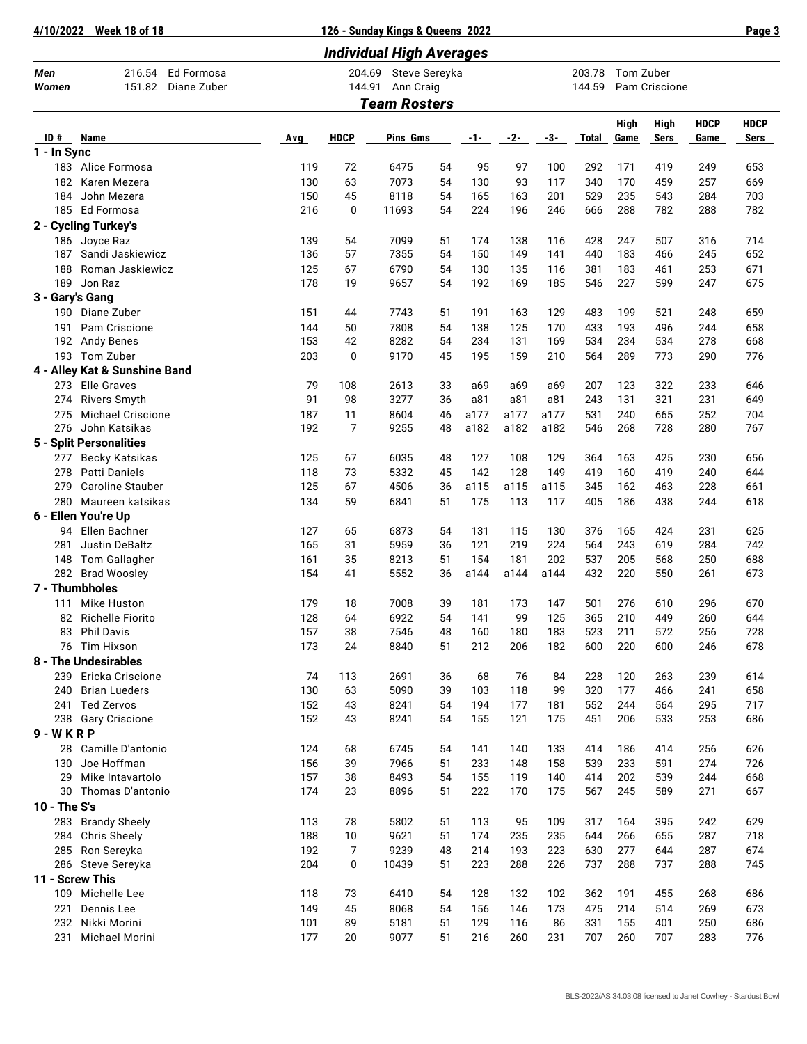## Individual High Averages

| | | | | | | |
|---|---|---|---|---|---|---|
| **Men** | 216.54 | Ed Formosa | 204.69 | Steve Sereyka | 203.78 | Tom Zuber |
| **Women** | 151.82 | Diane Zuber | 144.91 | Ann Craig | 144.59 | Pam Criscione |

## Team Rosters

| ID # | Name | Avg | HDCP | Pins | Gms | -1- | -2- | -3- | Total | High Game | High Sers | HDCP Game | HDCP Sers |
|---|---|---|---|---|---|---|---|---|---|---|---|---|---|
| **1 - In Sync** | | | | | | | | | | | | | |
| 183 | Alice Formosa | 119 | 72 | 6475 | 54 | 95 | 97 | 100 | 292 | 171 | 419 | 249 | 653 |
| 182 | Karen Mezera | 130 | 63 | 7073 | 54 | 130 | 93 | 117 | 340 | 170 | 459 | 257 | 669 |
| 184 | John Mezera | 150 | 45 | 8118 | 54 | 165 | 163 | 201 | 529 | 235 | 543 | 284 | 703 |
| 185 | Ed Formosa | 216 | 0 | 11693 | 54 | 224 | 196 | 246 | 666 | 288 | 782 | 288 | 782 |
| **2 - Cycling Turkey's** | | | | | | | | | | | | | |
| 186 | Joyce Raz | 139 | 54 | 7099 | 51 | 174 | 138 | 116 | 428 | 247 | 507 | 316 | 714 |
| 187 | Sandi Jaskiewicz | 136 | 57 | 7355 | 54 | 150 | 149 | 141 | 440 | 183 | 466 | 245 | 652 |
| 188 | Roman Jaskiewicz | 125 | 67 | 6790 | 54 | 130 | 135 | 116 | 381 | 183 | 461 | 253 | 671 |
| 189 | Jon Raz | 178 | 19 | 9657 | 54 | 192 | 169 | 185 | 546 | 227 | 599 | 247 | 675 |
| **3 - Gary's Gang** | | | | | | | | | | | | | |
| 190 | Diane Zuber | 151 | 44 | 7743 | 51 | 191 | 163 | 129 | 483 | 199 | 521 | 248 | 659 |
| 191 | Pam Criscione | 144 | 50 | 7808 | 54 | 138 | 125 | 170 | 433 | 193 | 496 | 244 | 658 |
| 192 | Andy Benes | 153 | 42 | 8282 | 54 | 234 | 131 | 169 | 534 | 234 | 534 | 278 | 668 |
| 193 | Tom Zuber | 203 | 0 | 9170 | 45 | 195 | 159 | 210 | 564 | 289 | 773 | 290 | 776 |
| **4 - Alley Kat & Sunshine Band** | | | | | | | | | | | | | |
| 273 | Elle Graves | 79 | 108 | 2613 | 33 | a69 | a69 | a69 | 207 | 123 | 322 | 233 | 646 |
| 274 | Rivers Smyth | 91 | 98 | 3277 | 36 | a81 | a81 | a81 | 243 | 131 | 321 | 231 | 649 |
| 275 | Michael Criscione | 187 | 11 | 8604 | 46 | a177 | a177 | a177 | 531 | 240 | 665 | 252 | 704 |
| 276 | John Katsikas | 192 | 7 | 9255 | 48 | a182 | a182 | a182 | 546 | 268 | 728 | 280 | 767 |
| **5 - Split Personalities** | | | | | | | | | | | | | |
| 277 | Becky Katsikas | 125 | 67 | 6035 | 48 | 127 | 108 | 129 | 364 | 163 | 425 | 230 | 656 |
| 278 | Patti Daniels | 118 | 73 | 5332 | 45 | 142 | 128 | 149 | 419 | 160 | 419 | 240 | 644 |
| 279 | Caroline Stauber | 125 | 67 | 4506 | 36 | a115 | a115 | a115 | 345 | 162 | 463 | 228 | 661 |
| 280 | Maureen katsikas | 134 | 59 | 6841 | 51 | 175 | 113 | 117 | 405 | 186 | 438 | 244 | 618 |
| **6 - Ellen You're Up** | | | | | | | | | | | | | |
| 94 | Ellen Bachner | 127 | 65 | 6873 | 54 | 131 | 115 | 130 | 376 | 165 | 424 | 231 | 625 |
| 281 | Justin DeBaltz | 165 | 31 | 5959 | 36 | 121 | 219 | 224 | 564 | 243 | 619 | 284 | 742 |
| 148 | Tom Gallagher | 161 | 35 | 8213 | 51 | 154 | 181 | 202 | 537 | 205 | 568 | 250 | 688 |
| 282 | Brad Woosley | 154 | 41 | 5552 | 36 | a144 | a144 | a144 | 432 | 220 | 550 | 261 | 673 |
| **7 - Thumbholes** | | | | | | | | | | | | | |
| 111 | Mike Huston | 179 | 18 | 7008 | 39 | 181 | 173 | 147 | 501 | 276 | 610 | 296 | 670 |
| 82 | Richelle Fiorito | 128 | 64 | 6922 | 54 | 141 | 99 | 125 | 365 | 210 | 449 | 260 | 644 |
| 83 | Phil Davis | 157 | 38 | 7546 | 48 | 160 | 180 | 183 | 523 | 211 | 572 | 256 | 728 |
| 76 | Tim Hixson | 173 | 24 | 8840 | 51 | 212 | 206 | 182 | 600 | 220 | 600 | 246 | 678 |
| **8 - The Undesirables** | | | | | | | | | | | | | |
| 239 | Ericka Criscione | 74 | 113 | 2691 | 36 | 68 | 76 | 84 | 228 | 120 | 263 | 239 | 614 |
| 240 | Brian Lueders | 130 | 63 | 5090 | 39 | 103 | 118 | 99 | 320 | 177 | 466 | 241 | 658 |
| 241 | Ted Zervos | 152 | 43 | 8241 | 54 | 194 | 177 | 181 | 552 | 244 | 564 | 295 | 717 |
| 238 | Gary Criscione | 152 | 43 | 8241 | 54 | 155 | 121 | 175 | 451 | 206 | 533 | 253 | 686 |
| **9 - W K R P** | | | | | | | | | | | | | |
| 28 | Camille D'antonio | 124 | 68 | 6745 | 54 | 141 | 140 | 133 | 414 | 186 | 414 | 256 | 626 |
| 130 | Joe Hoffman | 156 | 39 | 7966 | 51 | 233 | 148 | 158 | 539 | 233 | 591 | 274 | 726 |
| 29 | Mike Intavartolo | 157 | 38 | 8493 | 54 | 155 | 119 | 140 | 414 | 202 | 539 | 244 | 668 |
| 30 | Thomas D'antonio | 174 | 23 | 8896 | 51 | 222 | 170 | 175 | 567 | 245 | 589 | 271 | 667 |
| **10 - The S's** | | | | | | | | | | | | | |
| 283 | Brandy Sheely | 113 | 78 | 5802 | 51 | 113 | 95 | 109 | 317 | 164 | 395 | 242 | 629 |
| 284 | Chris Sheely | 188 | 10 | 9621 | 51 | 174 | 235 | 235 | 644 | 266 | 655 | 287 | 718 |
| 285 | Ron Sereyka | 192 | 7 | 9239 | 48 | 214 | 193 | 223 | 630 | 277 | 644 | 287 | 674 |
| 286 | Steve Sereyka | 204 | 0 | 10439 | 51 | 223 | 288 | 226 | 737 | 288 | 737 | 288 | 745 |
| **11 - Screw This** | | | | | | | | | | | | | |
| 109 | Michelle Lee | 118 | 73 | 6410 | 54 | 128 | 132 | 102 | 362 | 191 | 455 | 268 | 686 |
| 221 | Dennis Lee | 149 | 45 | 8068 | 54 | 156 | 146 | 173 | 475 | 214 | 514 | 269 | 673 |
| 232 | Nikki Morini | 101 | 89 | 5181 | 51 | 129 | 116 | 86 | 331 | 155 | 401 | 250 | 686 |
| 231 | Michael Morini | 177 | 20 | 9077 | 51 | 216 | 260 | 231 | 707 | 260 | 707 | 283 | 776 |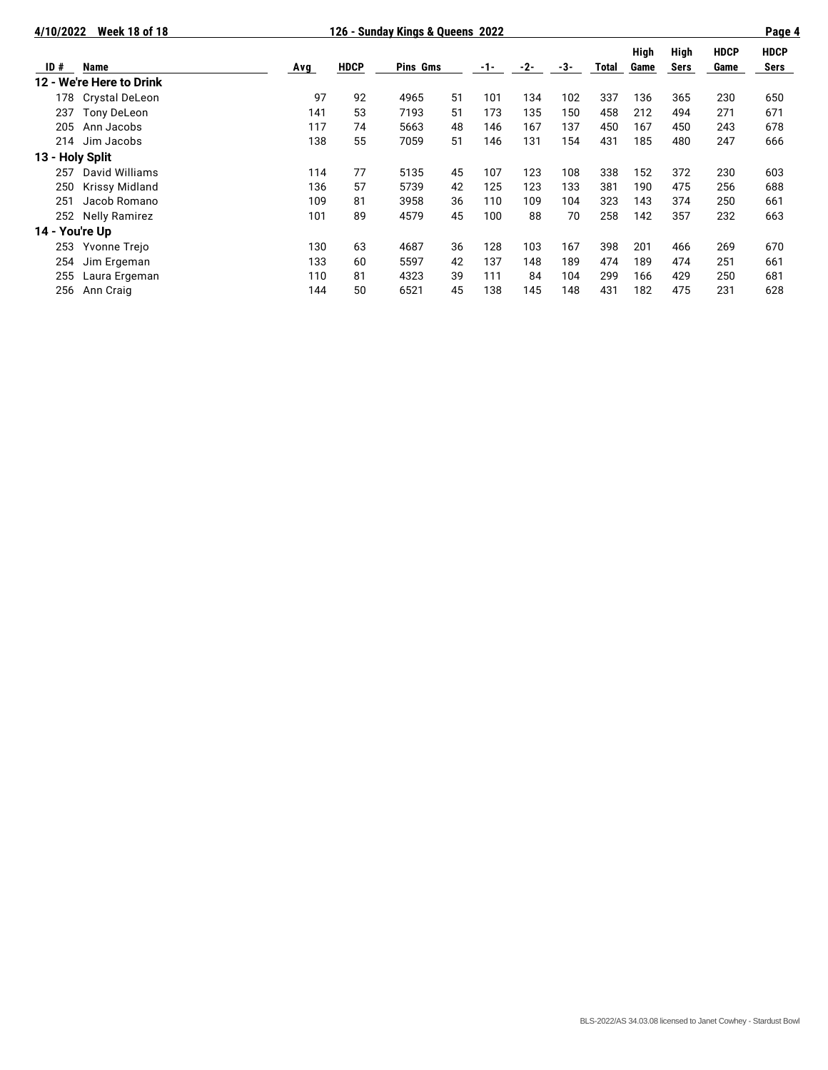| ID # | Name | Avg | HDCP | Pins | Gms | -1- | -2- | -3- | Total | High Game | High Sers | HDCP Game | HDCP Sers |
|---|---|---|---|---|---|---|---|---|---|---|---|---|---|
| **12 - We're Here to Drink** | | | | | | | | | | | | | |
| 178 | Crystal DeLeon | 97 | 92 | 4965 | 51 | 101 | 134 | 102 | 337 | 136 | 365 | 230 | 650 |
| 237 | Tony DeLeon | 141 | 53 | 7193 | 51 | 173 | 135 | 150 | 458 | 212 | 494 | 271 | 671 |
| 205 | Ann Jacobs | 117 | 74 | 5663 | 48 | 146 | 167 | 137 | 450 | 167 | 450 | 243 | 678 |
| 214 | Jim Jacobs | 138 | 55 | 7059 | 51 | 146 | 131 | 154 | 431 | 185 | 480 | 247 | 666 |
| **13 - Holy Split** | | | | | | | | | | | | | |
| 257 | David Williams | 114 | 77 | 5135 | 45 | 107 | 123 | 108 | 338 | 152 | 372 | 230 | 603 |
| 250 | Krissy Midland | 136 | 57 | 5739 | 42 | 125 | 123 | 133 | 381 | 190 | 475 | 256 | 688 |
| 251 | Jacob Romano | 109 | 81 | 3958 | 36 | 110 | 109 | 104 | 323 | 143 | 374 | 250 | 661 |
| 252 | Nelly Ramirez | 101 | 89 | 4579 | 45 | 100 | 88 | 70 | 258 | 142 | 357 | 232 | 663 |
| **14 - You're Up** | | | | | | | | | | | | | |
| 253 | Yvonne Trejo | 130 | 63 | 4687 | 36 | 128 | 103 | 167 | 398 | 201 | 466 | 269 | 670 |
| 254 | Jim Ergeman | 133 | 60 | 5597 | 42 | 137 | 148 | 189 | 474 | 189 | 474 | 251 | 661 |
| 255 | Laura Ergeman | 110 | 81 | 4323 | 39 | 111 | 84 | 104 | 299 | 166 | 429 | 250 | 681 |
| 256 | Ann Craig | 144 | 50 | 6521 | 45 | 138 | 145 | 148 | 431 | 182 | 475 | 231 | 628 |